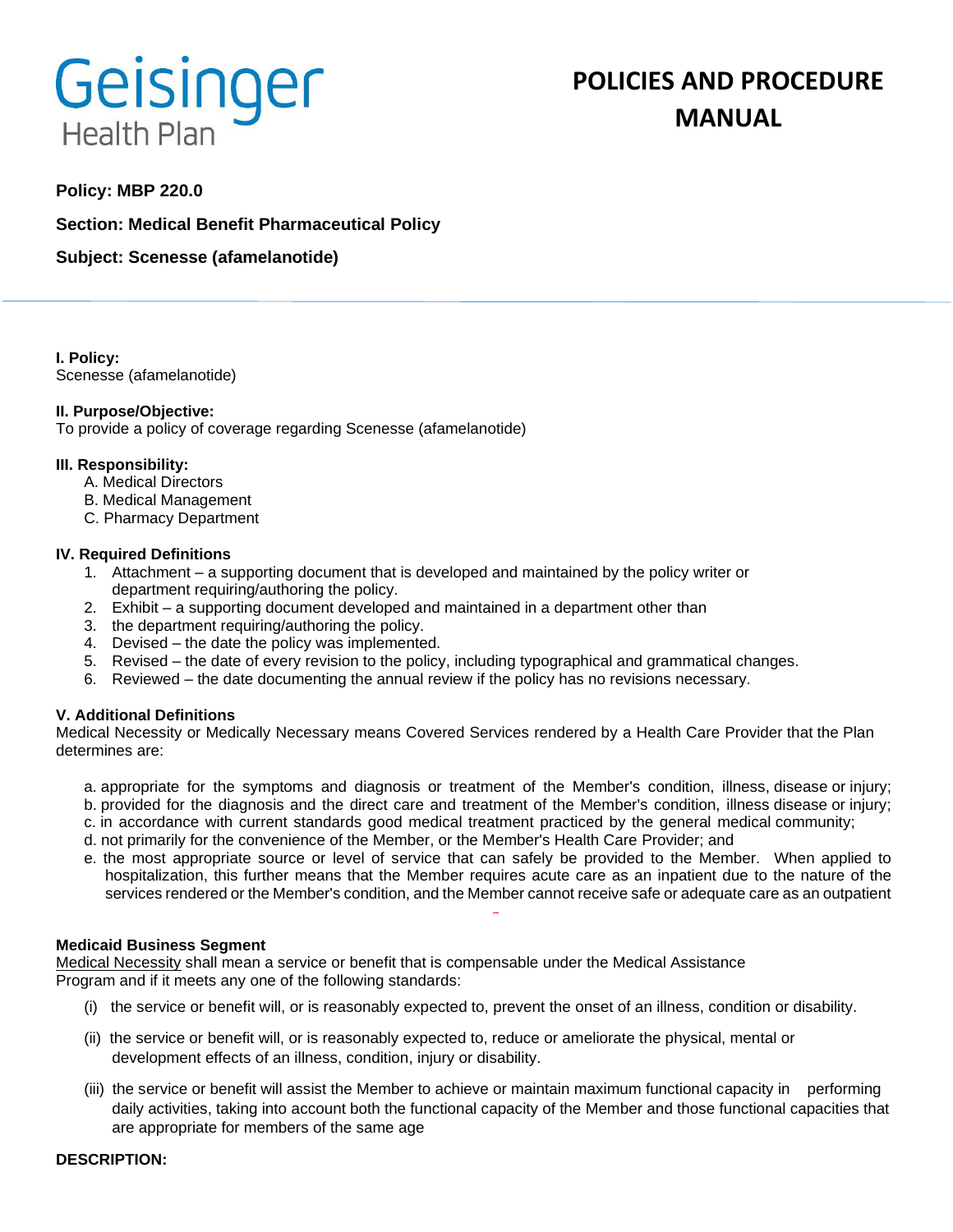# Geisinger Health Plan

# POLICIES AND PROCEDURE MANUAL

**Policy: MBP 220.0**

**Section: Medical Benefit Pharmaceutical Policy**

**Subject: Scenesse (afamelanotide)**

**I. Policy:**
Scenesse (afamelanotide)

**II. Purpose/Objective:**
To provide a policy of coverage regarding Scenesse (afamelanotide)

**III. Responsibility:**

A. Medical Directors
B. Medical Management
C. Pharmacy Department

**IV. Required Definitions**

1. Attachment – a supporting document that is developed and maintained by the policy writer or department requiring/authoring the policy.
2. Exhibit – a supporting document developed and maintained in a department other than
3. the department requiring/authoring the policy.
4. Devised – the date the policy was implemented.
5. Revised – the date of every revision to the policy, including typographical and grammatical changes.
6. Reviewed – the date documenting the annual review if the policy has no revisions necessary.

**V. Additional Definitions**

Medical Necessity or Medically Necessary means Covered Services rendered by a Health Care Provider that the Plan determines are:

a. appropriate for the symptoms and diagnosis or treatment of the Member's condition, illness, disease or injury;
b. provided for the diagnosis and the direct care and treatment of the Member's condition, illness disease or injury;
c. in accordance with current standards good medical treatment practiced by the general medical community;
d. not primarily for the convenience of the Member, or the Member's Health Care Provider; and
e. the most appropriate source or level of service that can safely be provided to the Member. When applied to hospitalization, this further means that the Member requires acute care as an inpatient due to the nature of the services rendered or the Member's condition, and the Member cannot receive safe or adequate care as an outpatient

**Medicaid Business Segment**

Medical Necessity shall mean a service or benefit that is compensable under the Medical Assistance Program and if it meets any one of the following standards:

(i) the service or benefit will, or is reasonably expected to, prevent the onset of an illness, condition or disability.

(ii) the service or benefit will, or is reasonably expected to, reduce or ameliorate the physical, mental or development effects of an illness, condition, injury or disability.

(iii) the service or benefit will assist the Member to achieve or maintain maximum functional capacity in performing daily activities, taking into account both the functional capacity of the Member and those functional capacities that are appropriate for members of the same age

**DESCRIPTION:**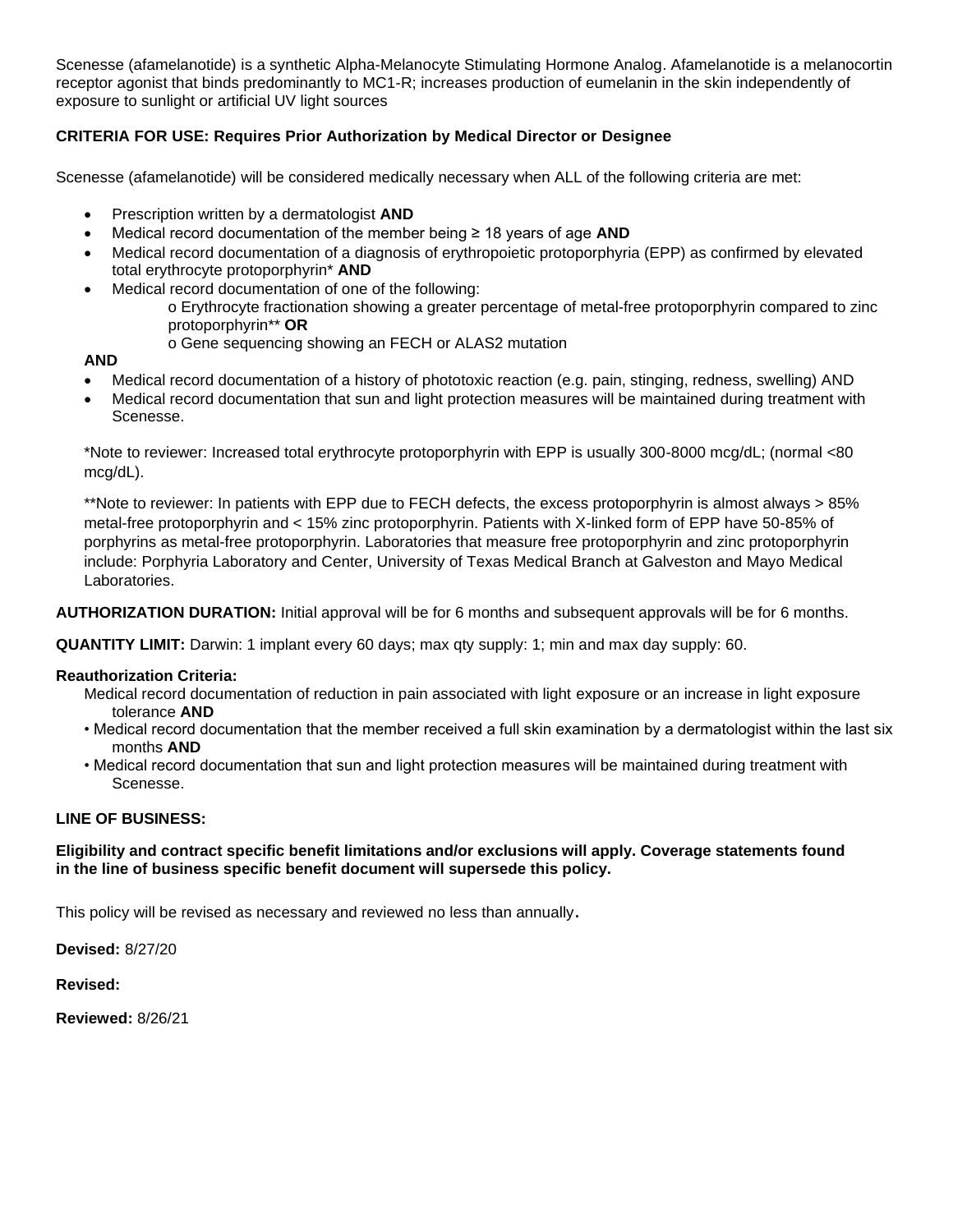Scenesse (afamelanotide) is a synthetic Alpha-Melanocyte Stimulating Hormone Analog. Afamelanotide is a melanocortin receptor agonist that binds predominantly to MC1-R; increases production of eumelanin in the skin independently of exposure to sunlight or artificial UV light sources

**CRITERIA FOR USE: Requires Prior Authorization by Medical Director or Designee**

Scenesse (afamelanotide) will be considered medically necessary when ALL of the following criteria are met:

- Prescription written by a dermatologist **AND**
- Medical record documentation of the member being ≥ 18 years of age **AND**
- Medical record documentation of a diagnosis of erythropoietic protoporphyria (EPP) as confirmed by elevated total erythrocyte protoporphyrin* **AND**
- Medical record documentation of one of the following:
  - o Erythrocyte fractionation showing a greater percentage of metal-free protoporphyrin compared to zinc protoporphyrin** **OR**
  - o Gene sequencing showing an FECH or ALAS2 mutation

**AND**

- Medical record documentation of a history of phototoxic reaction (e.g. pain, stinging, redness, swelling) AND
- Medical record documentation that sun and light protection measures will be maintained during treatment with Scenesse.

*Note to reviewer: Increased total erythrocyte protoporphyrin with EPP is usually 300-8000 mcg/dL; (normal <80 mcg/dL).

**Note to reviewer: In patients with EPP due to FECH defects, the excess protoporphyrin is almost always > 85% metal-free protoporphyrin and < 15% zinc protoporphyrin. Patients with X-linked form of EPP have 50-85% of porphyrins as metal-free protoporphyrin. Laboratories that measure free protoporphyrin and zinc protoporphyrin include: Porphyria Laboratory and Center, University of Texas Medical Branch at Galveston and Mayo Medical Laboratories.

**AUTHORIZATION DURATION:** Initial approval will be for 6 months and subsequent approvals will be for 6 months.

**QUANTITY LIMIT:** Darwin: 1 implant every 60 days; max qty supply: 1; min and max day supply: 60.

**Reauthorization Criteria:**

- Medical record documentation of reduction in pain associated with light exposure or an increase in light exposure tolerance **AND**
- Medical record documentation that the member received a full skin examination by a dermatologist within the last six months **AND**
- Medical record documentation that sun and light protection measures will be maintained during treatment with Scenesse.

**LINE OF BUSINESS:**

**Eligibility and contract specific benefit limitations and/or exclusions will apply. Coverage statements found in the line of business specific benefit document will supersede this policy.**

This policy will be revised as necessary and reviewed no less than annually.

**Devised:** 8/27/20

**Revised:**

**Reviewed:** 8/26/21